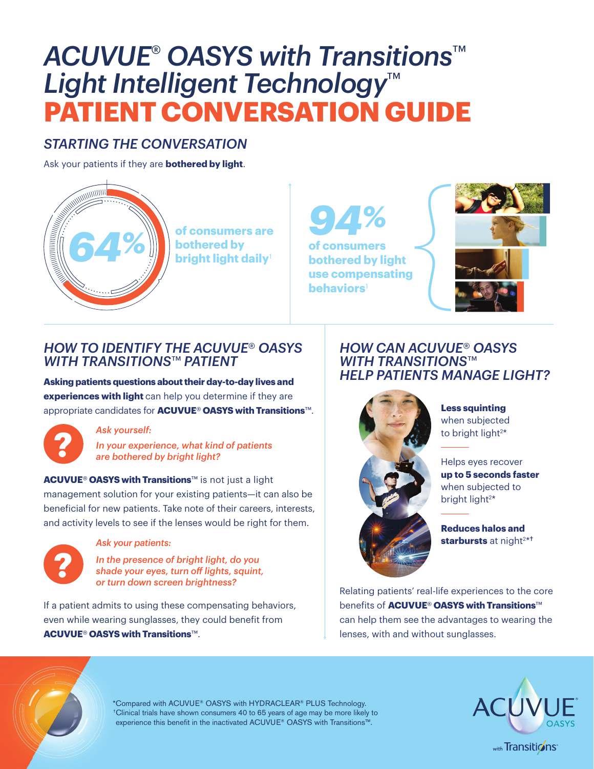# ACUVUE® OASYS with Transitions™ Light Intelligent Technology™ PATIENT CONVERSATION GUIDE

## STARTING THE CONVERSATION

Ask your patients if they are **bothered by light**.

**64%** of consumers are bothered by bright light daily[1]

**94%** of consumers bothered by light use compensating behaviors[1]

## HOW TO IDENTIFY THE ACUVUE® OASYS WITH TRANSITIONS™ PATIENT

**Asking patients questions about their day-to-day lives and experiences with light** can help you determine if they are appropriate candidates for **ACUVUE® OASYS with Transitions™**.

*Ask yourself:*

*In your experience, what kind of patients are bothered by bright light?*

**ACUVUE® OASYS with Transitions™** is not just a light management solution for your existing patients—it can also be beneficial for new patients. Take note of their careers, interests, and activity levels to see if the lenses would be right for them.

*Ask your patients:*

*In the presence of bright light, do you shade your eyes, turn off lights, squint, or turn down screen brightness?*

If a patient admits to using these compensating behaviors, even while wearing sunglasses, they could benefit from **ACUVUE® OASYS with Transitions™**.

## HOW CAN ACUVUE® OASYS WITH TRANSITIONS™ HELP PATIENTS MANAGE LIGHT?

**Less squinting** when subjected to bright light[2*]

Helps eyes recover **up to 5 seconds faster** when subjected to bright light[2*]

**Reduces halos and starbursts** at night[2*†]

Relating patients' real-life experiences to the core benefits of **ACUVUE® OASYS with Transitions™** can help them see the advantages to wearing the lenses, with and without sunglasses.

*Compared with ACUVUE® OASYS with HYDRACLEAR® PLUS Technology.
†Clinical trials have shown consumers 40 to 65 years of age may be more likely to experience this benefit in the inactivated ACUVUE® OASYS with Transitions™.

ACUVUE® OASYS with Transitions™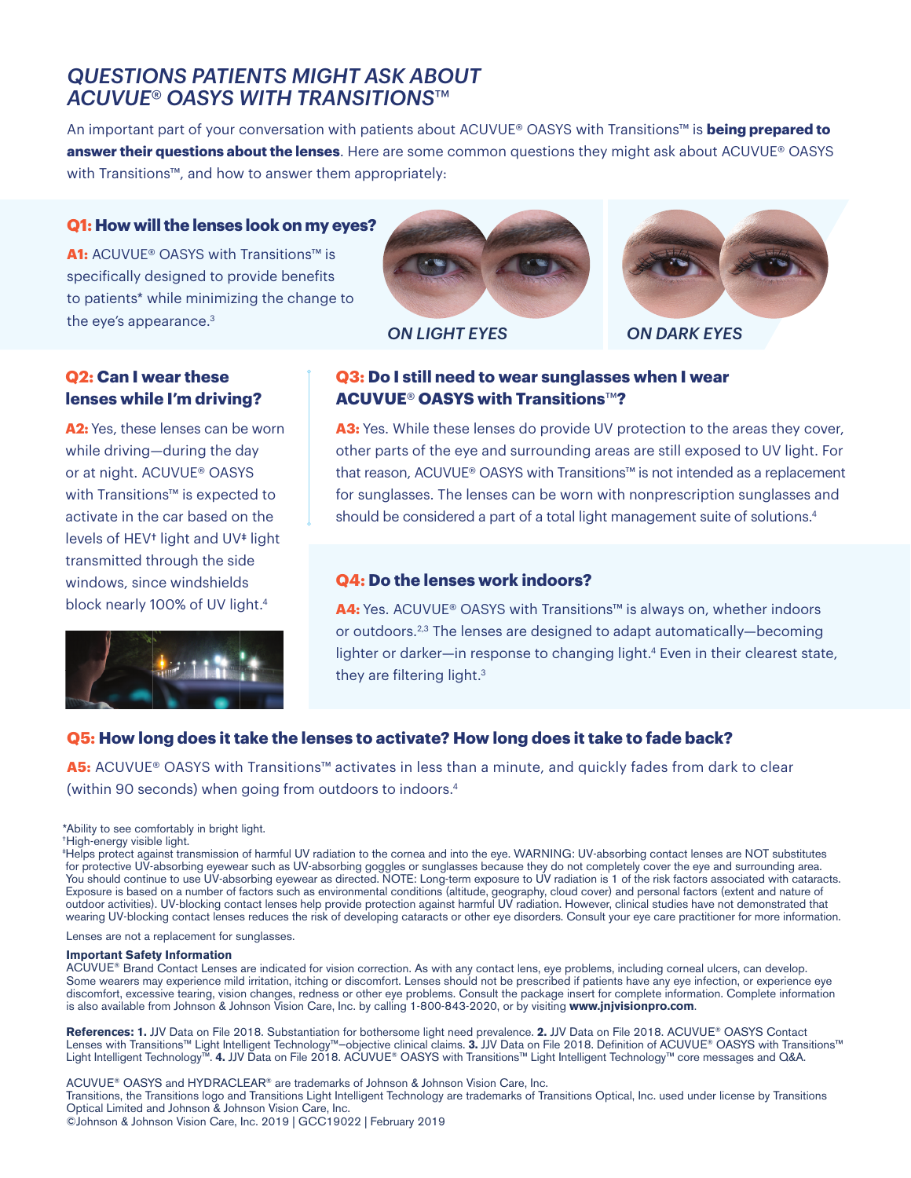# *QUESTIONS PATIENTS MIGHT ASK ABOUT ACUVUE® OASYS WITH TRANSITIONS™*

An important part of your conversation with patients about ACUVUE® OASYS with Transitions™ is **being prepared to answer their questions about the lenses**. Here are some common questions they might ask about ACUVUE® OASYS with Transitions™, and how to answer them appropriately:

### Q1: How will the lenses look on my eyes?

**A1:** ACUVUE® OASYS with Transitions™ is specifically designed to provide benefits to patients* while minimizing the change to the eye's appearance.[3]

*ON LIGHT EYES*

*ON DARK EYES*

### Q2: Can I wear these lenses while I'm driving?

**A2:** Yes, these lenses can be worn while driving—during the day or at night. ACUVUE® OASYS with Transitions™ is expected to activate in the car based on the levels of HEV† light and UV‡ light transmitted through the side windows, since windshields block nearly 100% of UV light.[4]

### Q3: Do I still need to wear sunglasses when I wear ACUVUE® OASYS with Transitions™?

**A3:** Yes. While these lenses do provide UV protection to the areas they cover, other parts of the eye and surrounding areas are still exposed to UV light. For that reason, ACUVUE® OASYS with Transitions™ is not intended as a replacement for sunglasses. The lenses can be worn with nonprescription sunglasses and should be considered a part of a total light management suite of solutions.[4]

### Q4: Do the lenses work indoors?

**A4:** Yes. ACUVUE® OASYS with Transitions™ is always on, whether indoors or outdoors.[2,3] The lenses are designed to adapt automatically—becoming lighter or darker—in response to changing light.[4] Even in their clearest state, they are filtering light.[3]

### Q5: How long does it take the lenses to activate? How long does it take to fade back?

**A5:** ACUVUE® OASYS with Transitions™ activates in less than a minute, and quickly fades from dark to clear (within 90 seconds) when going from outdoors to indoors.[4]

*Ability to see comfortably in bright light.

†High-energy visible light.

‡Helps protect against transmission of harmful UV radiation to the cornea and into the eye. WARNING: UV-absorbing contact lenses are NOT substitutes for protective UV-absorbing eyewear such as UV-absorbing goggles or sunglasses because they do not completely cover the eye and surrounding area. You should continue to use UV-absorbing eyewear as directed. NOTE: Long-term exposure to UV radiation is 1 of the risk factors associated with cataracts. Exposure is based on a number of factors such as environmental conditions (altitude, geography, cloud cover) and personal factors (extent and nature of outdoor activities). UV-blocking contact lenses help provide protection against harmful UV radiation. However, clinical studies have not demonstrated that wearing UV-blocking contact lenses reduces the risk of developing cataracts or other eye disorders. Consult your eye care practitioner for more information.

Lenses are not a replacement for sunglasses.

**Important Safety Information**

ACUVUE® Brand Contact Lenses are indicated for vision correction. As with any contact lens, eye problems, including corneal ulcers, can develop. Some wearers may experience mild irritation, itching or discomfort. Lenses should not be prescribed if patients have any eye infection, or experience eye discomfort, excessive tearing, vision changes, redness or other eye problems. Consult the package insert for complete information. Complete information is also available from Johnson & Johnson Vision Care, Inc. by calling 1-800-843-2020, or by visiting **www.jnjvisionpro.com**.

**References: 1.** JJV Data on File 2018. Substantiation for bothersome light need prevalence. **2.** JJV Data on File 2018. ACUVUE® OASYS Contact Lenses with Transitions™ Light Intelligent Technology™–objective clinical claims. **3.** JJV Data on File 2018. Definition of ACUVUE® OASYS with Transitions™ Light Intelligent Technology™. **4.** JJV Data on File 2018. ACUVUE® OASYS with Transitions™ Light Intelligent Technology™ core messages and Q&A.

ACUVUE® OASYS and HYDRACLEAR® are trademarks of Johnson & Johnson Vision Care, Inc.
Transitions, the Transitions logo and Transitions Light Intelligent Technology are trademarks of Transitions Optical, Inc. used under license by Transitions Optical Limited and Johnson & Johnson Vision Care, Inc.
©Johnson & Johnson Vision Care, Inc. 2019 | GCC19022 | February 2019